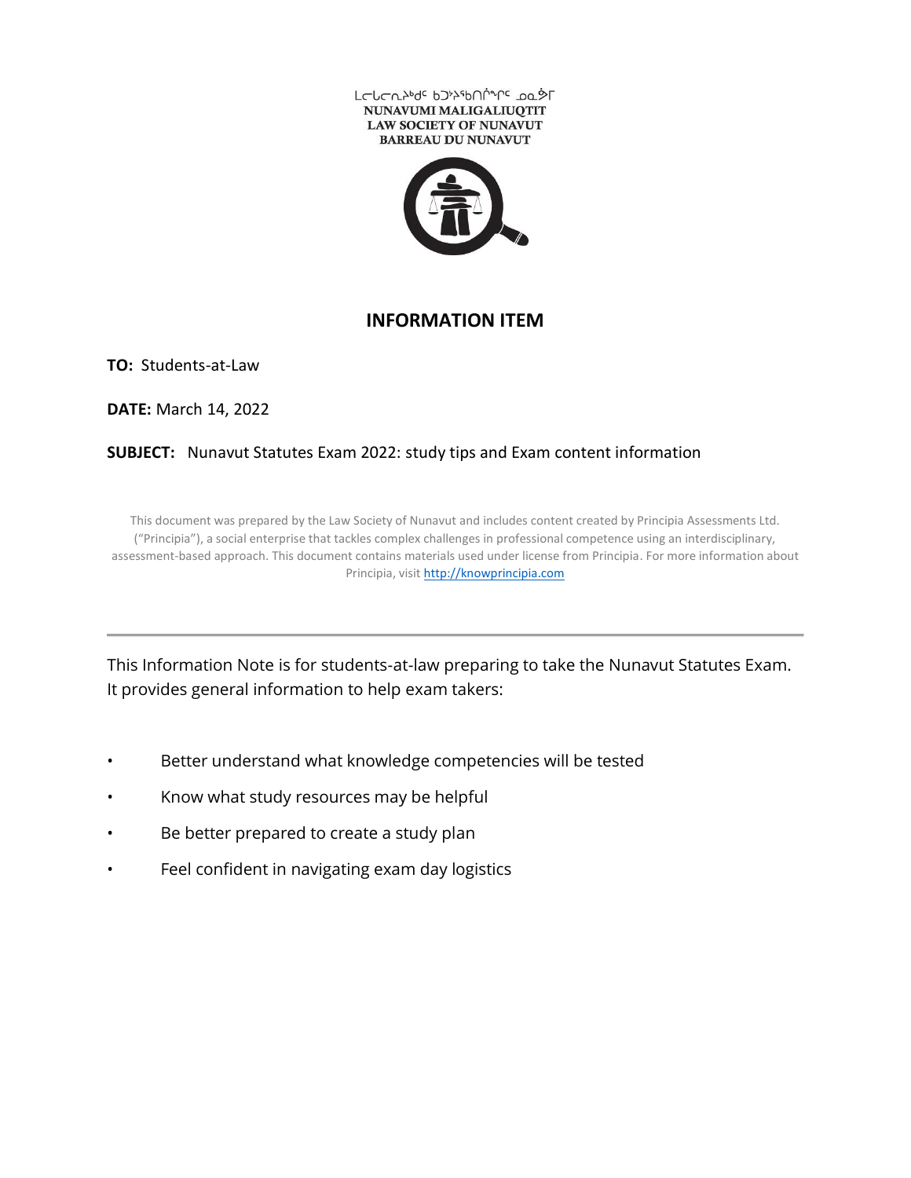ᓄᓇᕗᒥ ᒪᓕᒐᓕᐅᖅᑎᑦ ᑲᑐᔾᔨᖃᑎᒌᖏᑦ ᓄᓇᕗᒻᒥ

NUNAVUMI MALIGALIUQTIT

LAW SOCIETY OF NUNAVUT

BARREAU DU NUNAVUT

## INFORMATION ITEM

**TO:** Students-at-Law

**DATE:** March 14, 2022

**SUBJECT:** Nunavut Statutes Exam 2022: study tips and Exam content information

This document was prepared by the Law Society of Nunavut and includes content created by Principia Assessments Ltd. ("Principia"), a social enterprise that tackles complex challenges in professional competence using an interdisciplinary, assessment-based approach. This document contains materials used under license from Principia. For more information about Principia, visit http://knowprincipia.com

---

This Information Note is for students-at-law preparing to take the Nunavut Statutes Exam. It provides general information to help exam takers:

- Better understand what knowledge competencies will be tested
- Know what study resources may be helpful
- Be better prepared to create a study plan
- Feel confident in navigating exam day logistics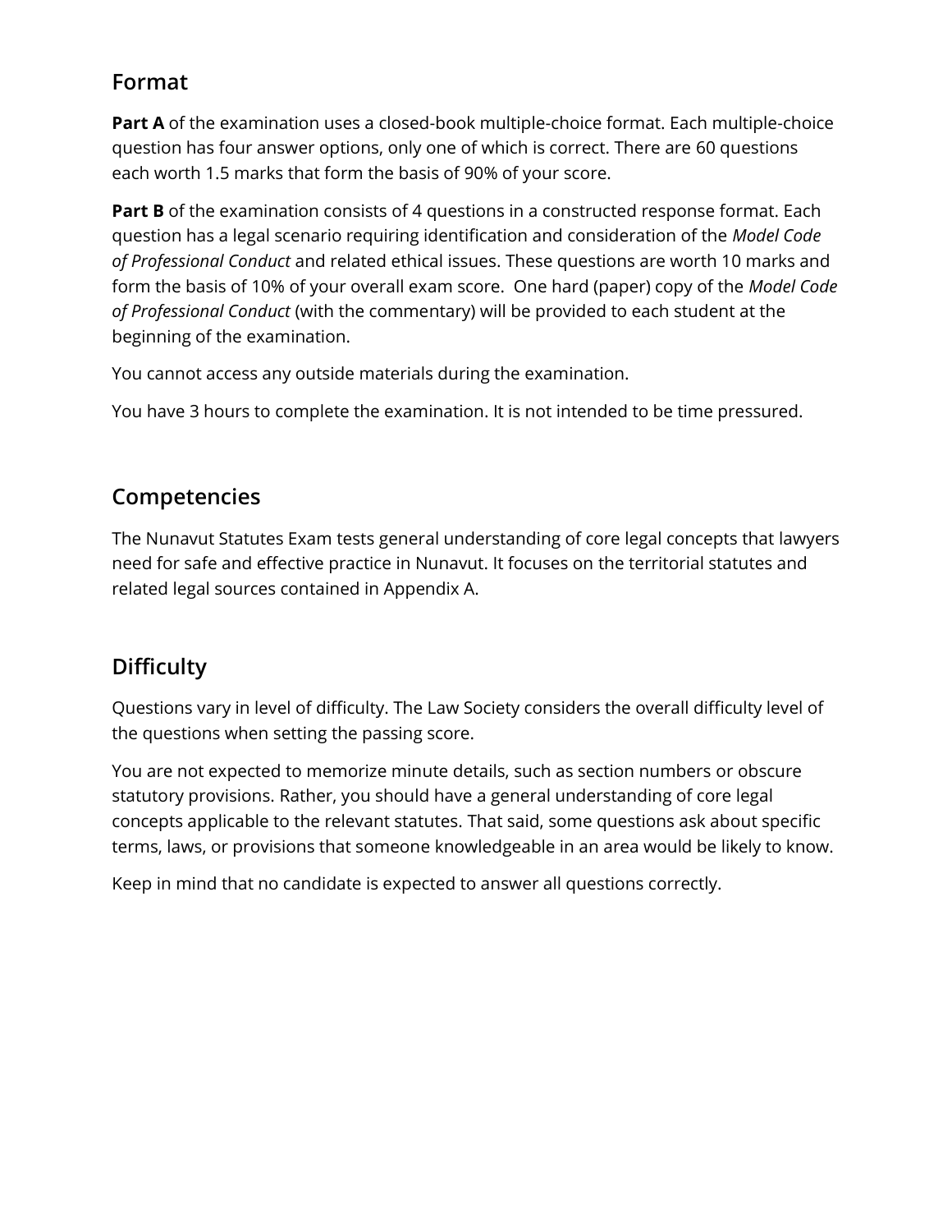## Format

**Part A** of the examination uses a closed-book multiple-choice format. Each multiple-choice question has four answer options, only one of which is correct. There are 60 questions each worth 1.5 marks that form the basis of 90% of your score.

**Part B** of the examination consists of 4 questions in a constructed response format. Each question has a legal scenario requiring identification and consideration of the *Model Code of Professional Conduct* and related ethical issues. These questions are worth 10 marks and form the basis of 10% of your overall exam score. One hard (paper) copy of the *Model Code of Professional Conduct* (with the commentary) will be provided to each student at the beginning of the examination.

You cannot access any outside materials during the examination.

You have 3 hours to complete the examination. It is not intended to be time pressured.

## Competencies

The Nunavut Statutes Exam tests general understanding of core legal concepts that lawyers need for safe and effective practice in Nunavut. It focuses on the territorial statutes and related legal sources contained in Appendix A.

## Difficulty

Questions vary in level of difficulty. The Law Society considers the overall difficulty level of the questions when setting the passing score.

You are not expected to memorize minute details, such as section numbers or obscure statutory provisions. Rather, you should have a general understanding of core legal concepts applicable to the relevant statutes. That said, some questions ask about specific terms, laws, or provisions that someone knowledgeable in an area would be likely to know.

Keep in mind that no candidate is expected to answer all questions correctly.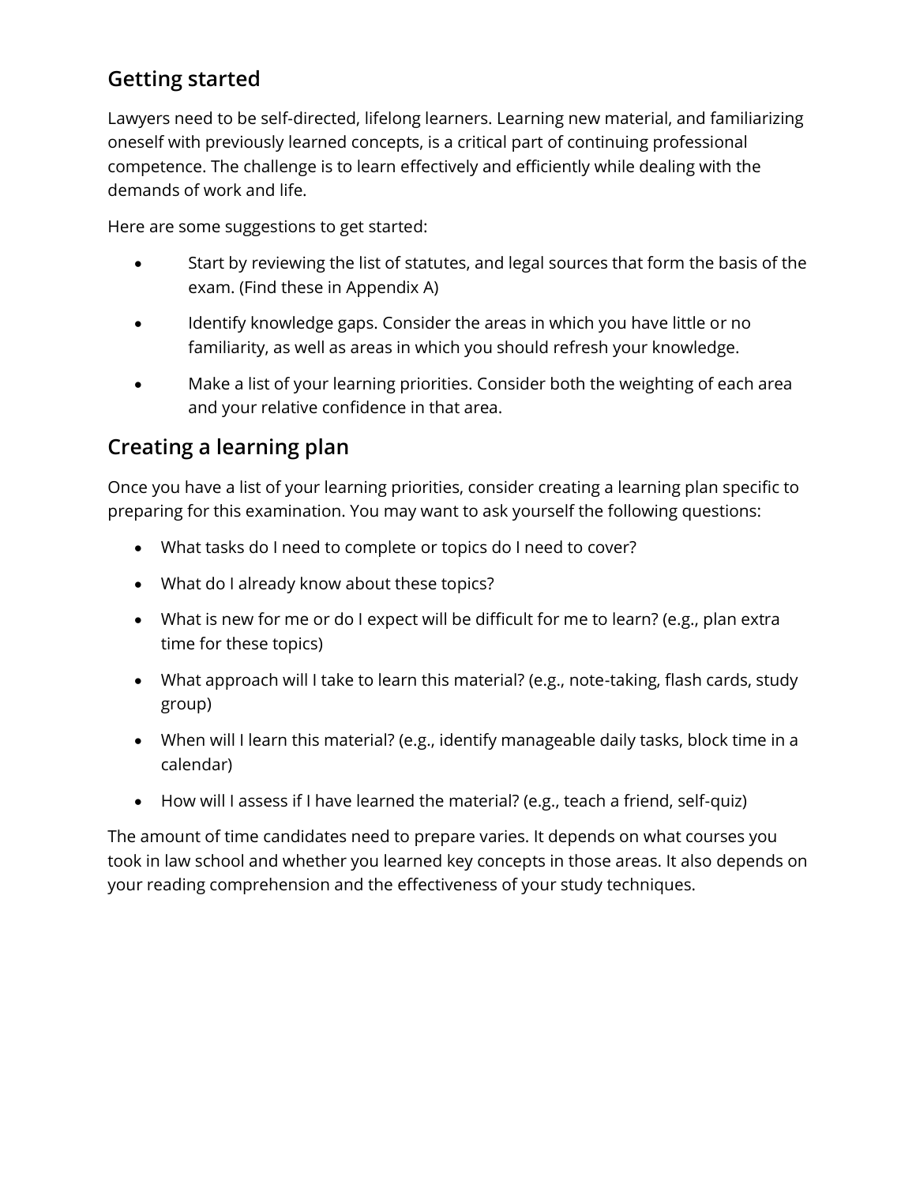## Getting started

Lawyers need to be self-directed, lifelong learners. Learning new material, and familiarizing oneself with previously learned concepts, is a critical part of continuing professional competence. The challenge is to learn effectively and efficiently while dealing with the demands of work and life.

Here are some suggestions to get started:

- Start by reviewing the list of statutes, and legal sources that form the basis of the exam. (Find these in Appendix A)
- Identify knowledge gaps. Consider the areas in which you have little or no familiarity, as well as areas in which you should refresh your knowledge.
- Make a list of your learning priorities. Consider both the weighting of each area and your relative confidence in that area.

## Creating a learning plan

Once you have a list of your learning priorities, consider creating a learning plan specific to preparing for this examination. You may want to ask yourself the following questions:

- What tasks do I need to complete or topics do I need to cover?
- What do I already know about these topics?
- What is new for me or do I expect will be difficult for me to learn? (e.g., plan extra time for these topics)
- What approach will I take to learn this material? (e.g., note-taking, flash cards, study group)
- When will I learn this material? (e.g., identify manageable daily tasks, block time in a calendar)
- How will I assess if I have learned the material? (e.g., teach a friend, self-quiz)

The amount of time candidates need to prepare varies. It depends on what courses you took in law school and whether you learned key concepts in those areas. It also depends on your reading comprehension and the effectiveness of your study techniques.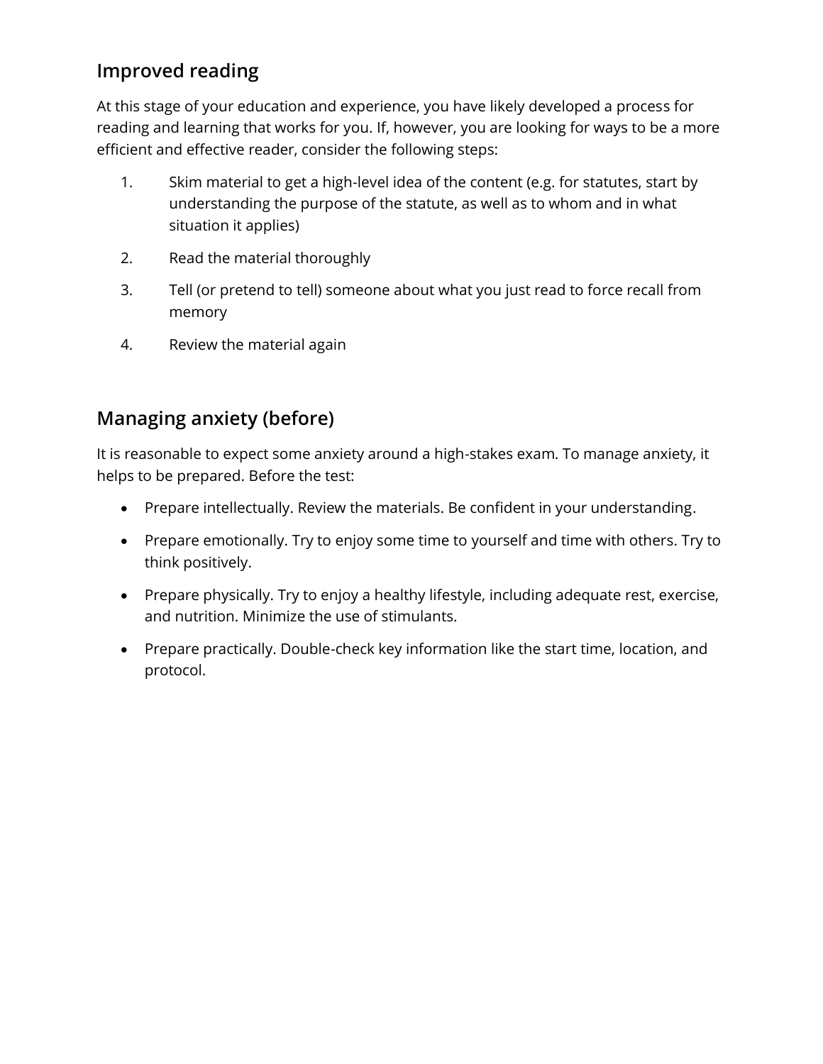## Improved reading

At this stage of your education and experience, you have likely developed a process for reading and learning that works for you. If, however, you are looking for ways to be a more efficient and effective reader, consider the following steps:

1. Skim material to get a high-level idea of the content (e.g. for statutes, start by understanding the purpose of the statute, as well as to whom and in what situation it applies)
2. Read the material thoroughly
3. Tell (or pretend to tell) someone about what you just read to force recall from memory
4. Review the material again

## Managing anxiety (before)

It is reasonable to expect some anxiety around a high-stakes exam. To manage anxiety, it helps to be prepared. Before the test:

- Prepare intellectually. Review the materials. Be confident in your understanding.
- Prepare emotionally. Try to enjoy some time to yourself and time with others. Try to think positively.
- Prepare physically. Try to enjoy a healthy lifestyle, including adequate rest, exercise, and nutrition. Minimize the use of stimulants.
- Prepare practically. Double-check key information like the start time, location, and protocol.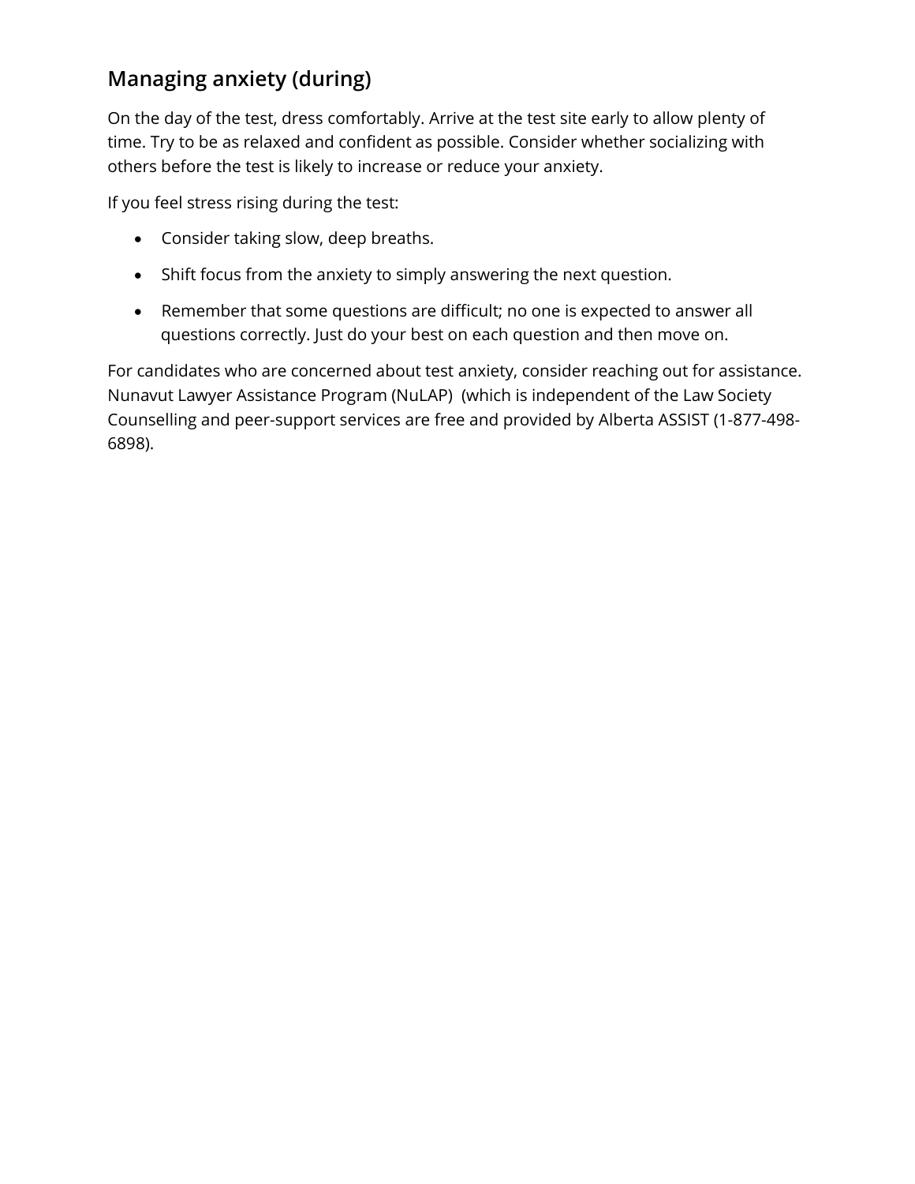## Managing anxiety (during)

On the day of the test, dress comfortably. Arrive at the test site early to allow plenty of time. Try to be as relaxed and confident as possible. Consider whether socializing with others before the test is likely to increase or reduce your anxiety.

If you feel stress rising during the test:

- Consider taking slow, deep breaths.
- Shift focus from the anxiety to simply answering the next question.
- Remember that some questions are difficult; no one is expected to answer all questions correctly. Just do your best on each question and then move on.

For candidates who are concerned about test anxiety, consider reaching out for assistance. Nunavut Lawyer Assistance Program (NuLAP)  (which is independent of the Law Society Counselling and peer-support services are free and provided by Alberta ASSIST (1-877-498-6898).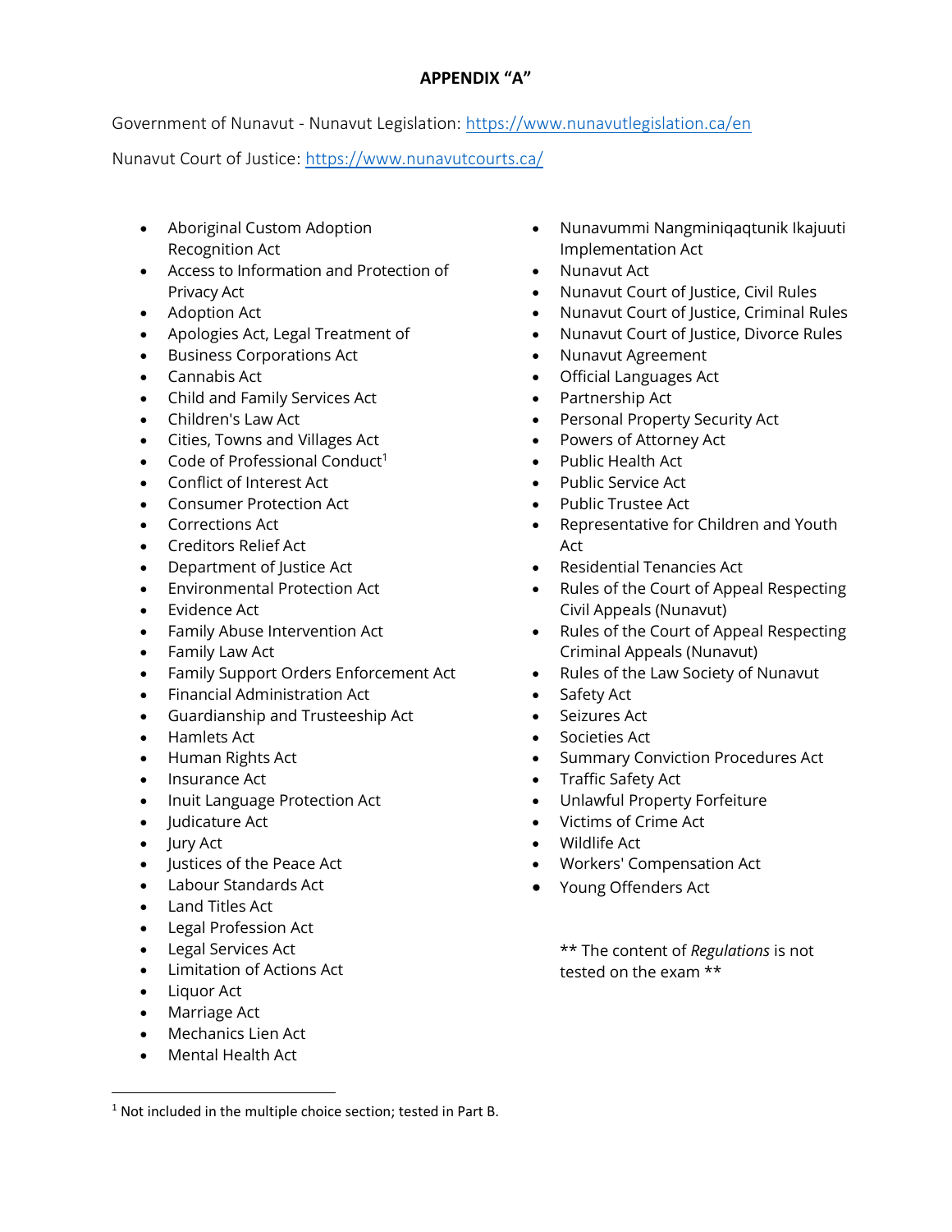# APPENDIX "A"

Government of Nunavut - Nunavut Legislation: https://www.nunavutlegislation.ca/en

Nunavut Court of Justice: https://www.nunavutcourts.ca/

- Aboriginal Custom Adoption Recognition Act
- Access to Information and Protection of Privacy Act
- Adoption Act
- Apologies Act, Legal Treatment of
- Business Corporations Act
- Cannabis Act
- Child and Family Services Act
- Children's Law Act
- Cities, Towns and Villages Act
- Code of Professional Conduct[1]
- Conflict of Interest Act
- Consumer Protection Act
- Corrections Act
- Creditors Relief Act
- Department of Justice Act
- Environmental Protection Act
- Evidence Act
- Family Abuse Intervention Act
- Family Law Act
- Family Support Orders Enforcement Act
- Financial Administration Act
- Guardianship and Trusteeship Act
- Hamlets Act
- Human Rights Act
- Insurance Act
- Inuit Language Protection Act
- Judicature Act
- Jury Act
- Justices of the Peace Act
- Labour Standards Act
- Land Titles Act
- Legal Profession Act
- Legal Services Act
- Limitation of Actions Act
- Liquor Act
- Marriage Act
- Mechanics Lien Act
- Mental Health Act
- Nunavummi Nangminiqaqtunik Ikajuuti Implementation Act
- Nunavut Act
- Nunavut Court of Justice, Civil Rules
- Nunavut Court of Justice, Criminal Rules
- Nunavut Court of Justice, Divorce Rules
- Nunavut Agreement
- Official Languages Act
- Partnership Act
- Personal Property Security Act
- Powers of Attorney Act
- Public Health Act
- Public Service Act
- Public Trustee Act
- Representative for Children and Youth Act
- Residential Tenancies Act
- Rules of the Court of Appeal Respecting Civil Appeals (Nunavut)
- Rules of the Court of Appeal Respecting Criminal Appeals (Nunavut)
- Rules of the Law Society of Nunavut
- Safety Act
- Seizures Act
- Societies Act
- Summary Conviction Procedures Act
- Traffic Safety Act
- Unlawful Property Forfeiture
- Victims of Crime Act
- Wildlife Act
- Workers' Compensation Act
- Young Offenders Act

** The content of *Regulations* is not tested on the exam **

[1] Not included in the multiple choice section; tested in Part B.